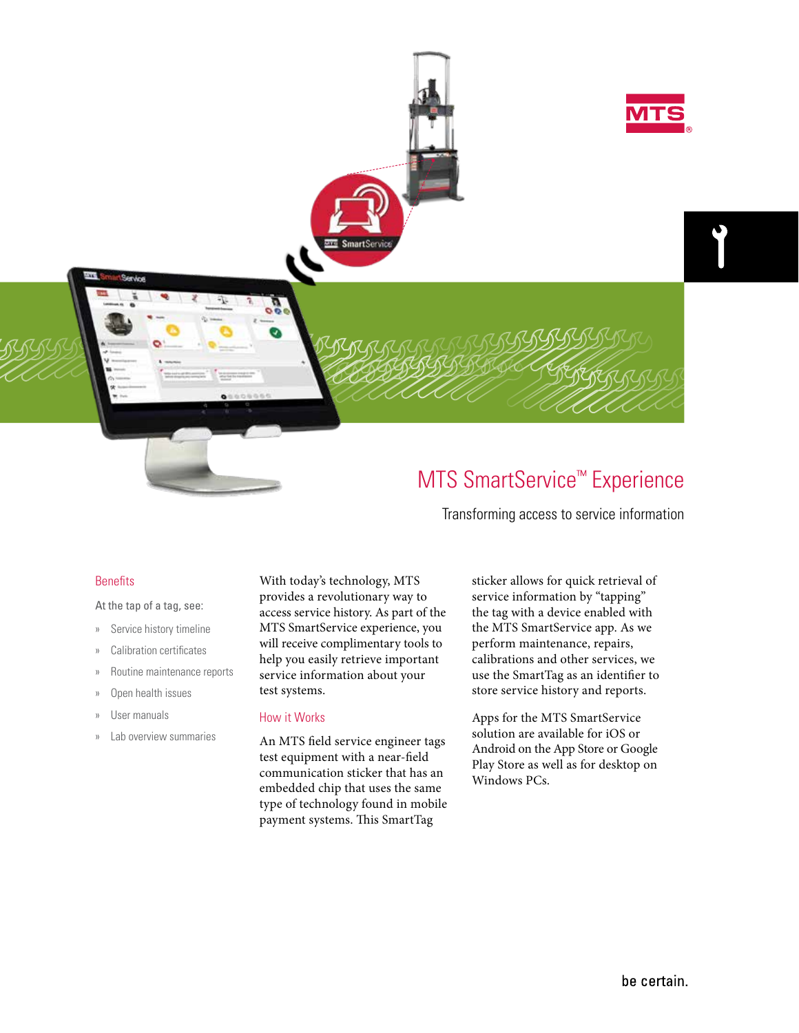# MTS SmartService™ Experience

Transforming access to service information

## Benefits

At the tap of a tag, see:

- Service history timeline
- Calibration certificates
- Routine maintenance reports
- Open health issues
- User manuals
- Lab overview summaries

With today's technology, MTS provides a revolutionary way to access service history. As part of the MTS SmartService experience, you will receive complimentary tools to help you easily retrieve important service information about your test systems.

## How it Works

An MTS field service engineer tags test equipment with a near-field communication sticker that has an embedded chip that uses the same type of technology found in mobile payment systems. This SmartTag sticker allows for quick retrieval of service information by "tapping" the tag with a device enabled with the MTS SmartService app. As we perform maintenance, repairs, calibrations and other services, we use the SmartTag as an identifier to store service history and reports.

Apps for the MTS SmartService solution are available for iOS or Android on the App Store or Google Play Store as well as for desktop on Windows PCs.

be certain.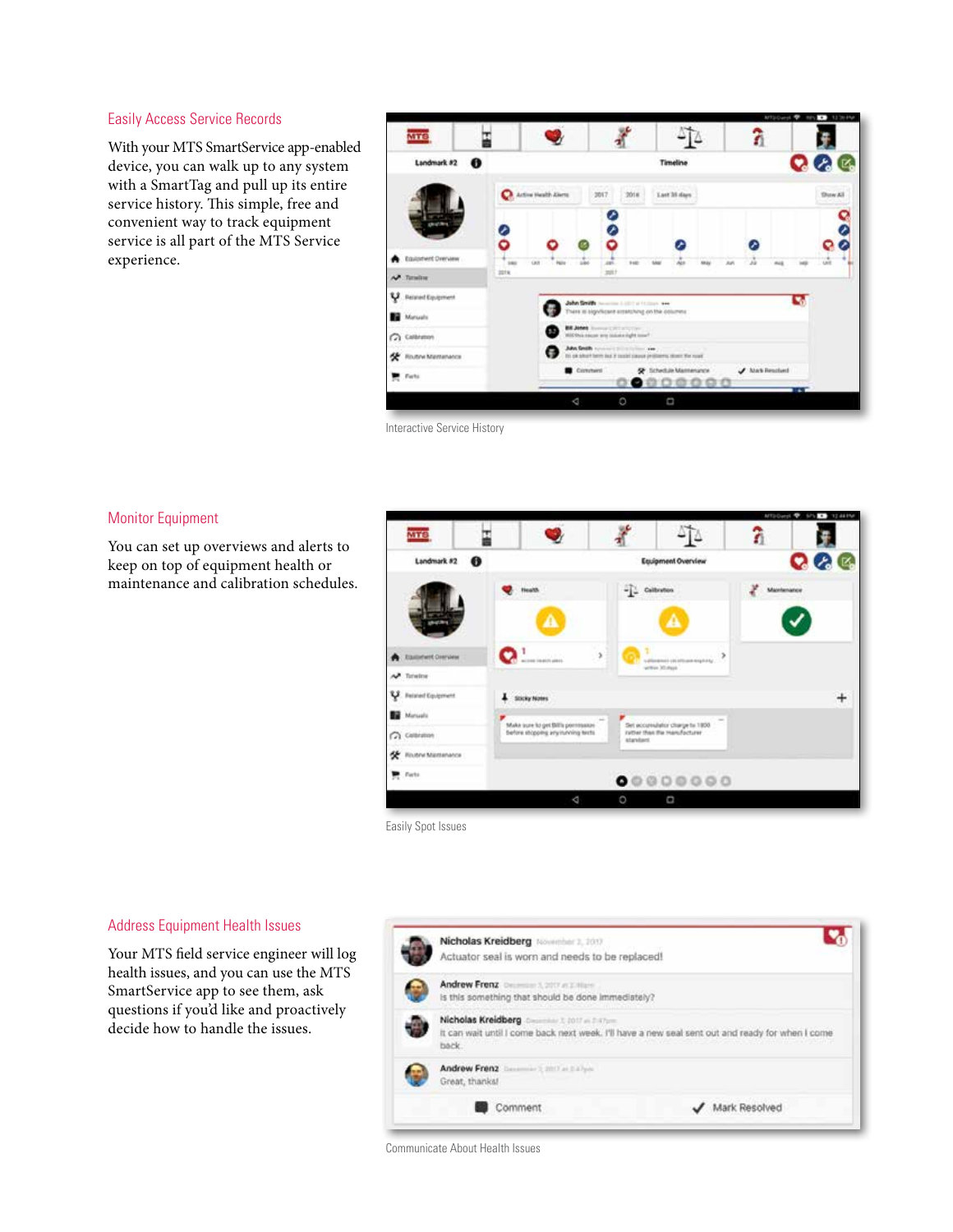## Easily Access Service Records

With your MTS SmartService app-enabled device, you can walk up to any system with a SmartTag and pull up its entire service history. This simple, free and convenient way to track equipment service is all part of the MTS Service experience.

Interactive Service History

## Monitor Equipment

You can set up overviews and alerts to keep on top of equipment health or maintenance and calibration schedules.

Easily Spot Issues

## Address Equipment Health Issues

Your MTS field service engineer will log health issues, and you can use the MTS SmartService app to see them, ask questions if you'd like and proactively decide how to handle the issues.

Communicate About Health Issues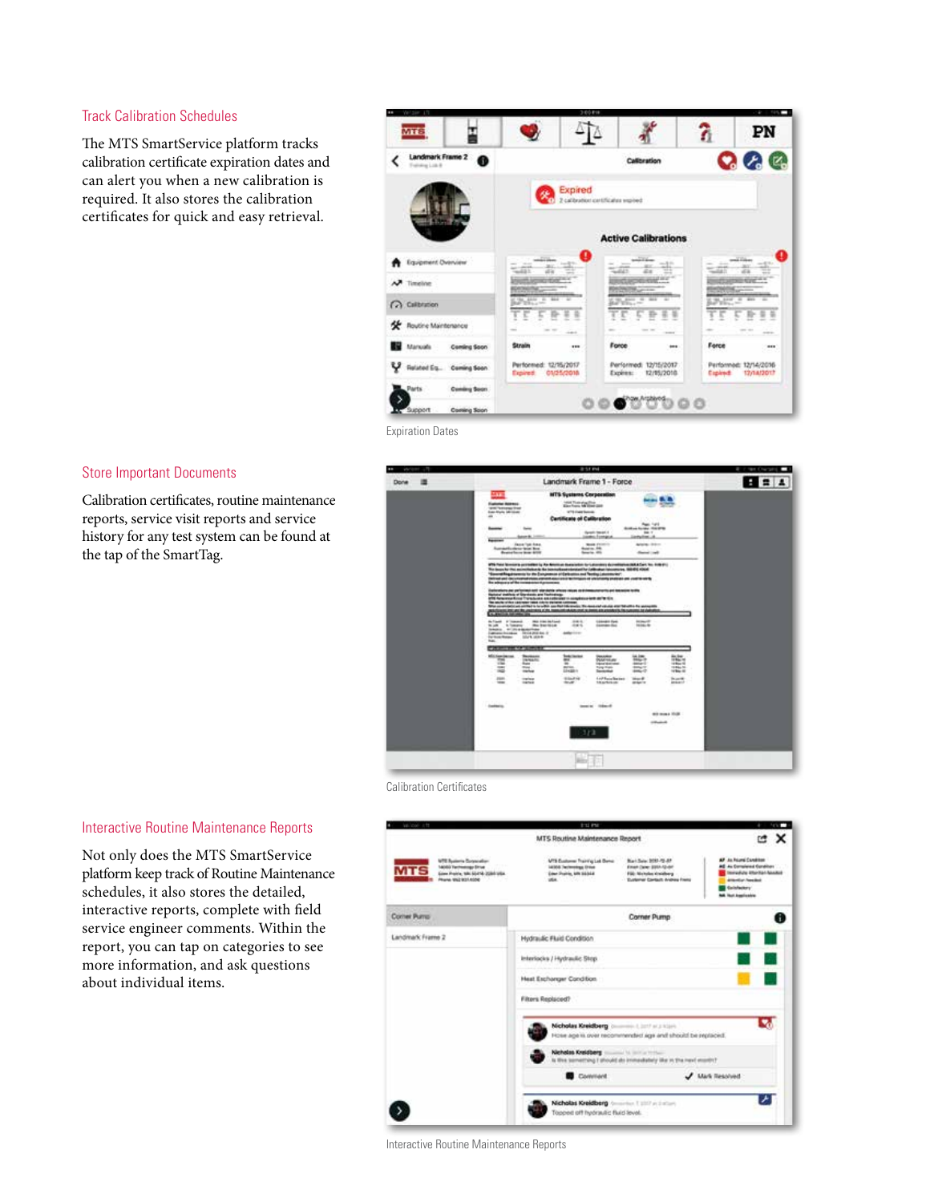## Track Calibration Schedules

The MTS SmartService platform tracks calibration certificate expiration dates and can alert you when a new calibration is required. It also stores the calibration certificates for quick and easy retrieval.

Expiration Dates

## Store Important Documents

Calibration certificates, routine maintenance reports, service visit reports and service history for any test system can be found at the tap of the SmartTag.

Calibration Certificates

## Interactive Routine Maintenance Reports

Not only does the MTS SmartService platform keep track of Routine Maintenance schedules, it also stores the detailed, interactive reports, complete with field service engineer comments. Within the report, you can tap on categories to see more information, and ask questions about individual items.

Interactive Routine Maintenance Reports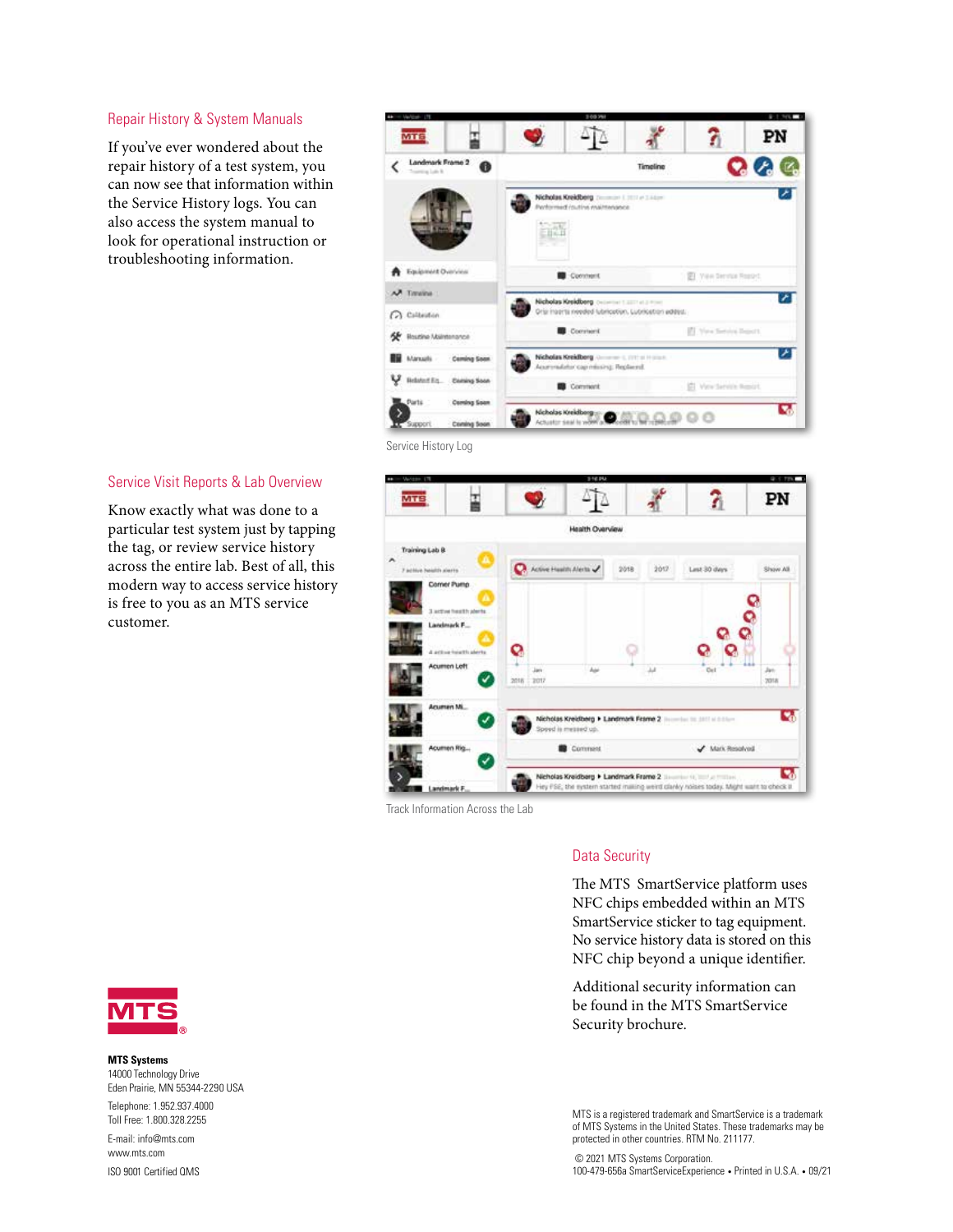## Repair History & System Manuals

If you've ever wondered about the repair history of a test system, you can now see that information within the Service History logs. You can also access the system manual to look for operational instruction or troubleshooting information.

Service History Log

## Service Visit Reports & Lab Overview

Know exactly what was done to a particular test system just by tapping the tag, or review service history across the entire lab. Best of all, this modern way to access service history is free to you as an MTS service customer.

Track Information Across the Lab

## Data Security

The MTS SmartService platform uses NFC chips embedded within an MTS SmartService sticker to tag equipment. No service history data is stored on this NFC chip beyond a unique identifier.

Additional security information can be found in the MTS SmartService Security brochure.

**MTS Systems**
14000 Technology Drive
Eden Prairie, MN 55344-2290 USA

Telephone: 1.952.937.4000
Toll Free: 1.800.328.2255

E-mail: info@mts.com
www.mts.com

ISO 9001 Certified QMS

MTS is a registered trademark and SmartService is a trademark of MTS Systems in the United States. These trademarks may be protected in other countries. RTM No. 211177.

© 2021 MTS Systems Corporation.
100-479-656a SmartServiceExperience • Printed in U.S.A. • 09/21